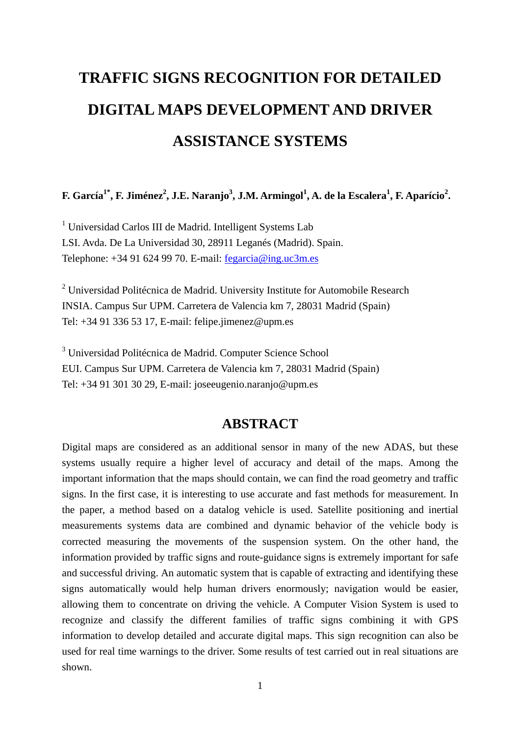# TRAFFIC SIGNS RECOGNITION FOR DETAILED DIGITAL MAPS DEVELOPMENT AND DRIVER ASSISTANCE SYSTEMS

**F. García[1*], F. Jiménez[2], J.E. Naranjo[3], J.M. Armingol[1], A. de la Escalera[1], F. Aparício[2].**

[1] Universidad Carlos III de Madrid. Intelligent Systems Lab
LSI. Avda. De La Universidad 30, 28911 Leganés (Madrid). Spain.
Telephone: +34 91 624 99 70. E-mail: fegarcia@ing.uc3m.es

[2] Universidad Politécnica de Madrid. University Institute for Automobile Research
INSIA. Campus Sur UPM. Carretera de Valencia km 7, 28031 Madrid (Spain)
Tel: +34 91 336 53 17, E-mail: felipe.jimenez@upm.es

[3] Universidad Politécnica de Madrid. Computer Science School
EUI. Campus Sur UPM. Carretera de Valencia km 7, 28031 Madrid (Spain)
Tel: +34 91 301 30 29, E-mail: joseeugenio.naranjo@upm.es

## ABSTRACT

Digital maps are considered as an additional sensor in many of the new ADAS, but these systems usually require a higher level of accuracy and detail of the maps. Among the important information that the maps should contain, we can find the road geometry and traffic signs. In the first case, it is interesting to use accurate and fast methods for measurement. In the paper, a method based on a datalog vehicle is used. Satellite positioning and inertial measurements systems data are combined and dynamic behavior of the vehicle body is corrected measuring the movements of the suspension system. On the other hand, the information provided by traffic signs and route-guidance signs is extremely important for safe and successful driving. An automatic system that is capable of extracting and identifying these signs automatically would help human drivers enormously; navigation would be easier, allowing them to concentrate on driving the vehicle. A Computer Vision System is used to recognize and classify the different families of traffic signs combining it with GPS information to develop detailed and accurate digital maps. This sign recognition can also be used for real time warnings to the driver. Some results of test carried out in real situations are shown.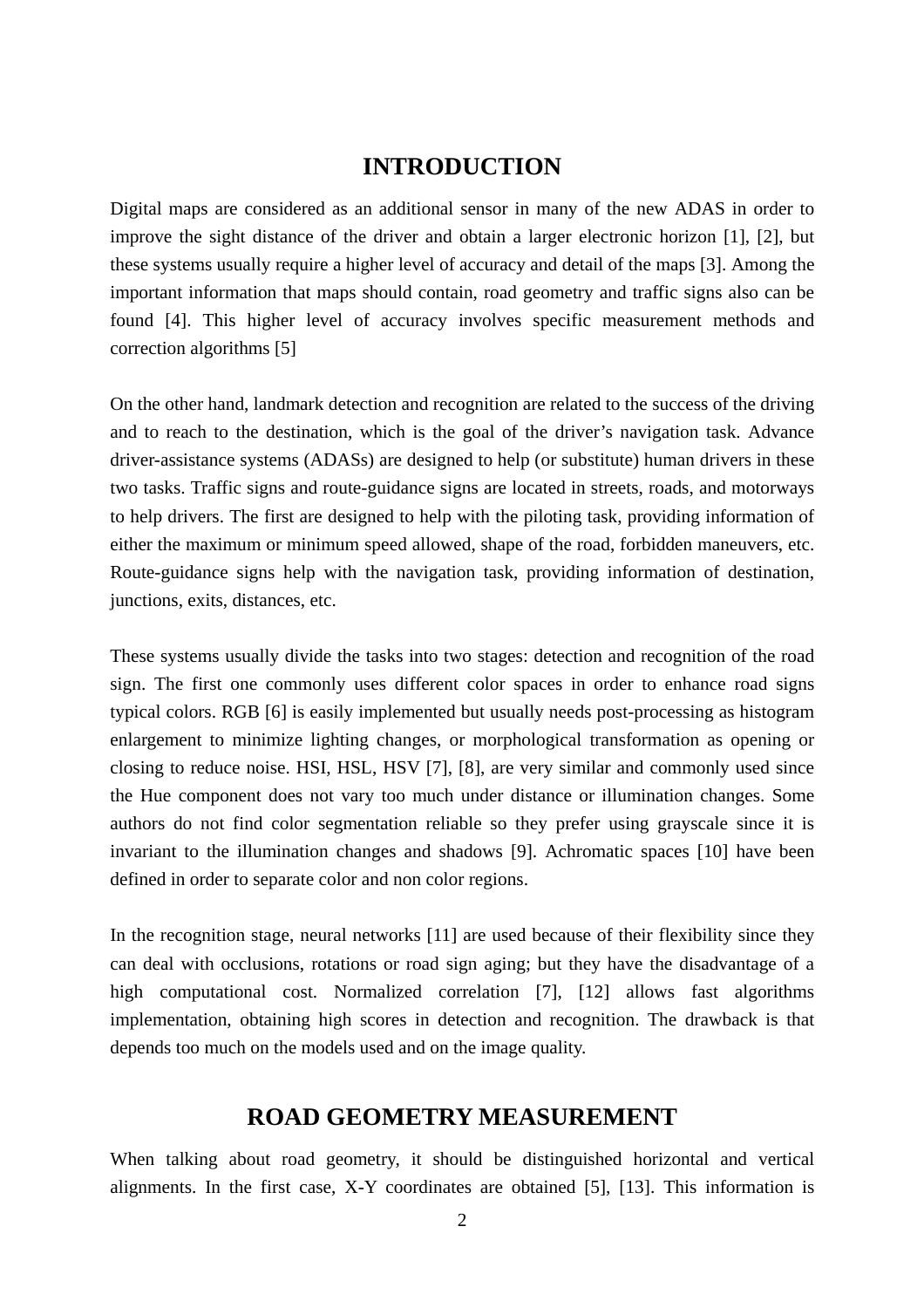# INTRODUCTION

Digital maps are considered as an additional sensor in many of the new ADAS in order to improve the sight distance of the driver and obtain a larger electronic horizon [1], [2], but these systems usually require a higher level of accuracy and detail of the maps [3]. Among the important information that maps should contain, road geometry and traffic signs also can be found [4]. This higher level of accuracy involves specific measurement methods and correction algorithms [5]

On the other hand, landmark detection and recognition are related to the success of the driving and to reach to the destination, which is the goal of the driver's navigation task. Advance driver-assistance systems (ADASs) are designed to help (or substitute) human drivers in these two tasks. Traffic signs and route-guidance signs are located in streets, roads, and motorways to help drivers. The first are designed to help with the piloting task, providing information of either the maximum or minimum speed allowed, shape of the road, forbidden maneuvers, etc. Route-guidance signs help with the navigation task, providing information of destination, junctions, exits, distances, etc.

These systems usually divide the tasks into two stages: detection and recognition of the road sign. The first one commonly uses different color spaces in order to enhance road signs typical colors. RGB [6] is easily implemented but usually needs post-processing as histogram enlargement to minimize lighting changes, or morphological transformation as opening or closing to reduce noise. HSI, HSL, HSV [7], [8], are very similar and commonly used since the Hue component does not vary too much under distance or illumination changes. Some authors do not find color segmentation reliable so they prefer using grayscale since it is invariant to the illumination changes and shadows [9]. Achromatic spaces [10] have been defined in order to separate color and non color regions.

In the recognition stage, neural networks [11] are used because of their flexibility since they can deal with occlusions, rotations or road sign aging; but they have the disadvantage of a high computational cost. Normalized correlation [7], [12] allows fast algorithms implementation, obtaining high scores in detection and recognition. The drawback is that depends too much on the models used and on the image quality.

# ROAD GEOMETRY MEASUREMENT

When talking about road geometry, it should be distinguished horizontal and vertical alignments. In the first case, X-Y coordinates are obtained [5], [13]. This information is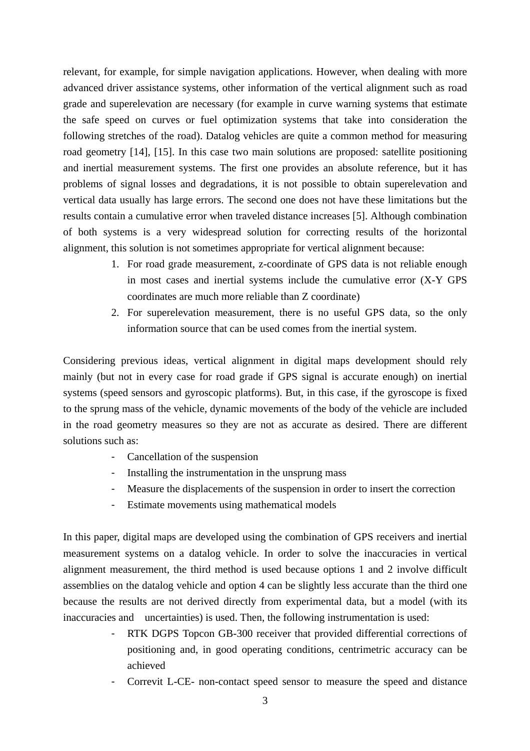relevant, for example, for simple navigation applications. However, when dealing with more advanced driver assistance systems, other information of the vertical alignment such as road grade and superelevation are necessary (for example in curve warning systems that estimate the safe speed on curves or fuel optimization systems that take into consideration the following stretches of the road). Datalog vehicles are quite a common method for measuring road geometry [14], [15]. In this case two main solutions are proposed: satellite positioning and inertial measurement systems. The first one provides an absolute reference, but it has problems of signal losses and degradations, it is not possible to obtain superelevation and vertical data usually has large errors. The second one does not have these limitations but the results contain a cumulative error when traveled distance increases [5]. Although combination of both systems is a very widespread solution for correcting results of the horizontal alignment, this solution is not sometimes appropriate for vertical alignment because:

1. For road grade measurement, z-coordinate of GPS data is not reliable enough in most cases and inertial systems include the cumulative error (X-Y GPS coordinates are much more reliable than Z coordinate)
2. For superelevation measurement, there is no useful GPS data, so the only information source that can be used comes from the inertial system.

Considering previous ideas, vertical alignment in digital maps development should rely mainly (but not in every case for road grade if GPS signal is accurate enough) on inertial systems (speed sensors and gyroscopic platforms). But, in this case, if the gyroscope is fixed to the sprung mass of the vehicle, dynamic movements of the body of the vehicle are included in the road geometry measures so they are not as accurate as desired. There are different solutions such as:

- Cancellation of the suspension
- Installing the instrumentation in the unsprung mass
- Measure the displacements of the suspension in order to insert the correction
- Estimate movements using mathematical models

In this paper, digital maps are developed using the combination of GPS receivers and inertial measurement systems on a datalog vehicle. In order to solve the inaccuracies in vertical alignment measurement, the third method is used because options 1 and 2 involve difficult assemblies on the datalog vehicle and option 4 can be slightly less accurate than the third one because the results are not derived directly from experimental data, but a model (with its inaccuracies and uncertainties) is used. Then, the following instrumentation is used:

- RTK DGPS Topcon GB-300 receiver that provided differential corrections of positioning and, in good operating conditions, centrimetric accuracy can be achieved
- Correvit L-CE- non-contact speed sensor to measure the speed and distance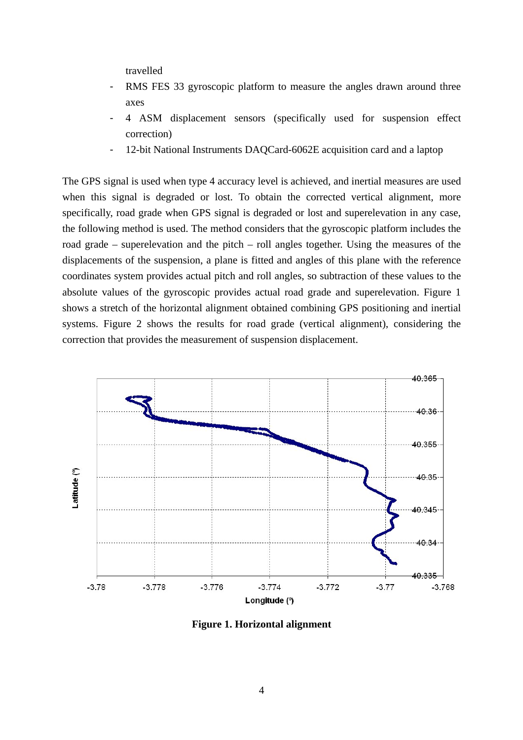travelled

- RMS FES 33 gyroscopic platform to measure the angles drawn around three axes
- 4 ASM displacement sensors (specifically used for suspension effect correction)
- 12-bit National Instruments DAQCard-6062E acquisition card and a laptop

The GPS signal is used when type 4 accuracy level is achieved, and inertial measures are used when this signal is degraded or lost. To obtain the corrected vertical alignment, more specifically, road grade when GPS signal is degraded or lost and superelevation in any case, the following method is used. The method considers that the gyroscopic platform includes the road grade – superelevation and the pitch – roll angles together. Using the measures of the displacements of the suspension, a plane is fitted and angles of this plane with the reference coordinates system provides actual pitch and roll angles, so subtraction of these values to the absolute values of the gyroscopic provides actual road grade and superelevation. Figure 1 shows a stretch of the horizontal alignment obtained combining GPS positioning and inertial systems. Figure 2 shows the results for road grade (vertical alignment), considering the correction that provides the measurement of suspension displacement.

**Figure 1. Horizontal alignment**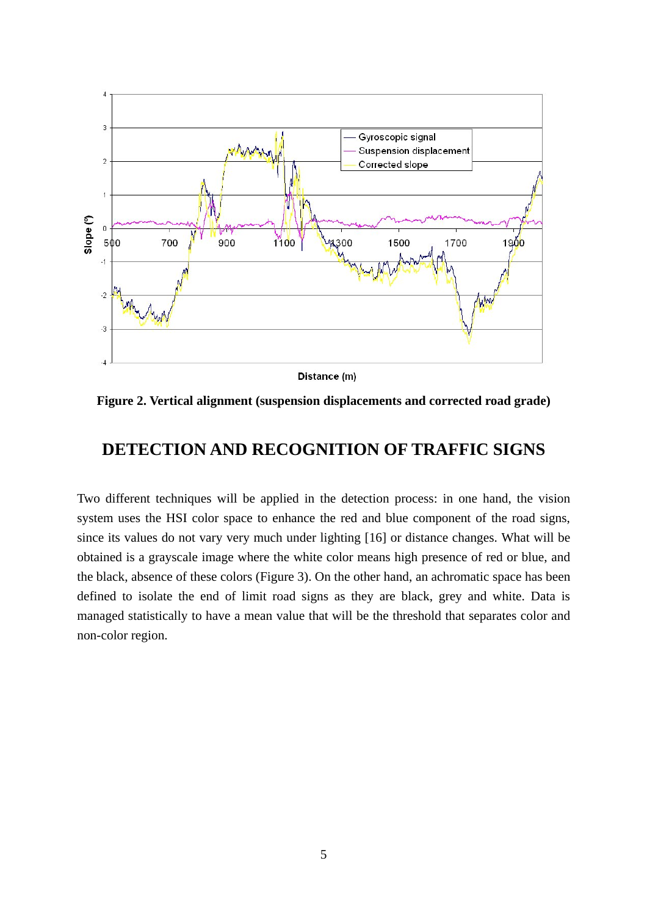**Figure 2. Vertical alignment (suspension displacements and corrected road grade)**

## DETECTION AND RECOGNITION OF TRAFFIC SIGNS

Two different techniques will be applied in the detection process: in one hand, the vision system uses the HSI color space to enhance the red and blue component of the road signs, since its values do not vary very much under lighting [16] or distance changes. What will be obtained is a grayscale image where the white color means high presence of red or blue, and the black, absence of these colors (Figure 3). On the other hand, an achromatic space has been defined to isolate the end of limit road signs as they are black, grey and white. Data is managed statistically to have a mean value that will be the threshold that separates color and non-color region.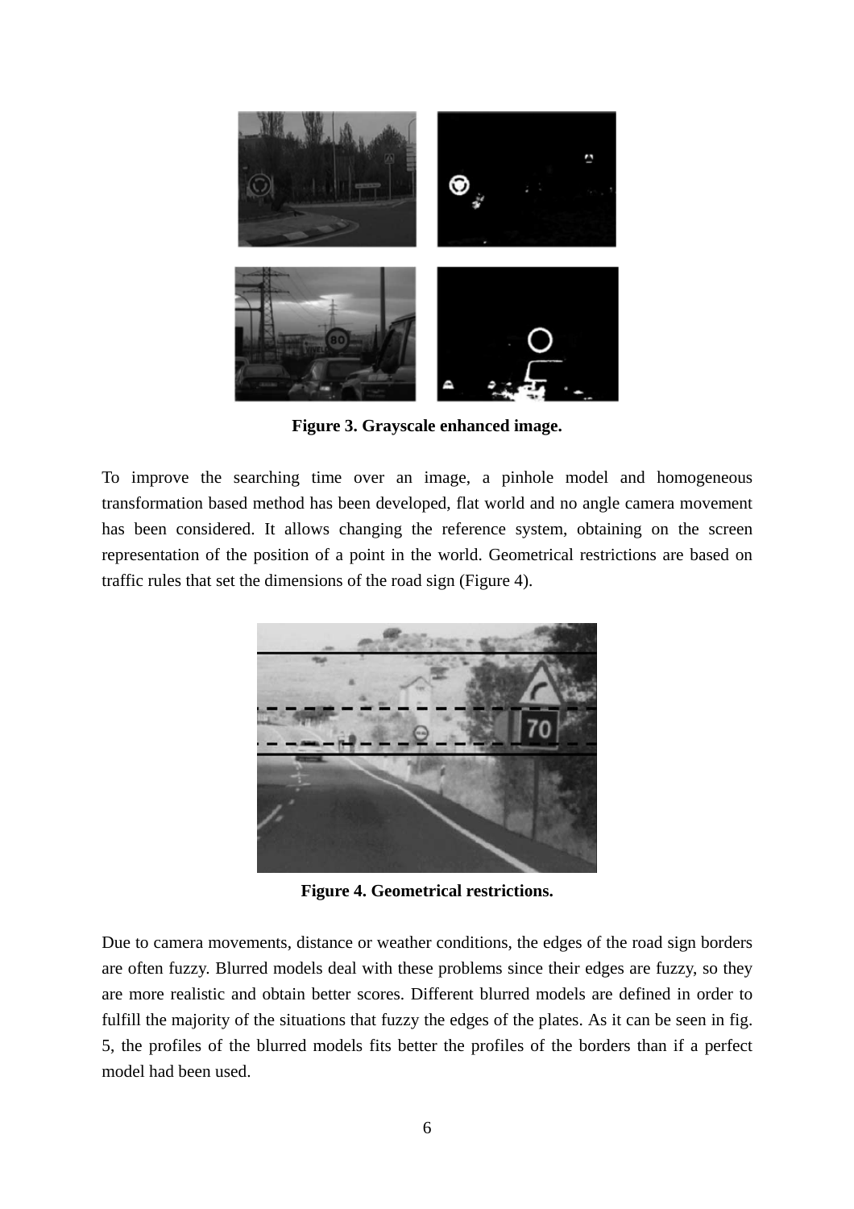Figure 3. Grayscale enhanced image.

To improve the searching time over an image, a pinhole model and homogeneous transformation based method has been developed, flat world and no angle camera movement has been considered. It allows changing the reference system, obtaining on the screen representation of the position of a point in the world. Geometrical restrictions are based on traffic rules that set the dimensions of the road sign (Figure 4).

Figure 4. Geometrical restrictions.

Due to camera movements, distance or weather conditions, the edges of the road sign borders are often fuzzy. Blurred models deal with these problems since their edges are fuzzy, so they are more realistic and obtain better scores. Different blurred models are defined in order to fulfill the majority of the situations that fuzzy the edges of the plates. As it can be seen in fig. 5, the profiles of the blurred models fits better the profiles of the borders than if a perfect model had been used.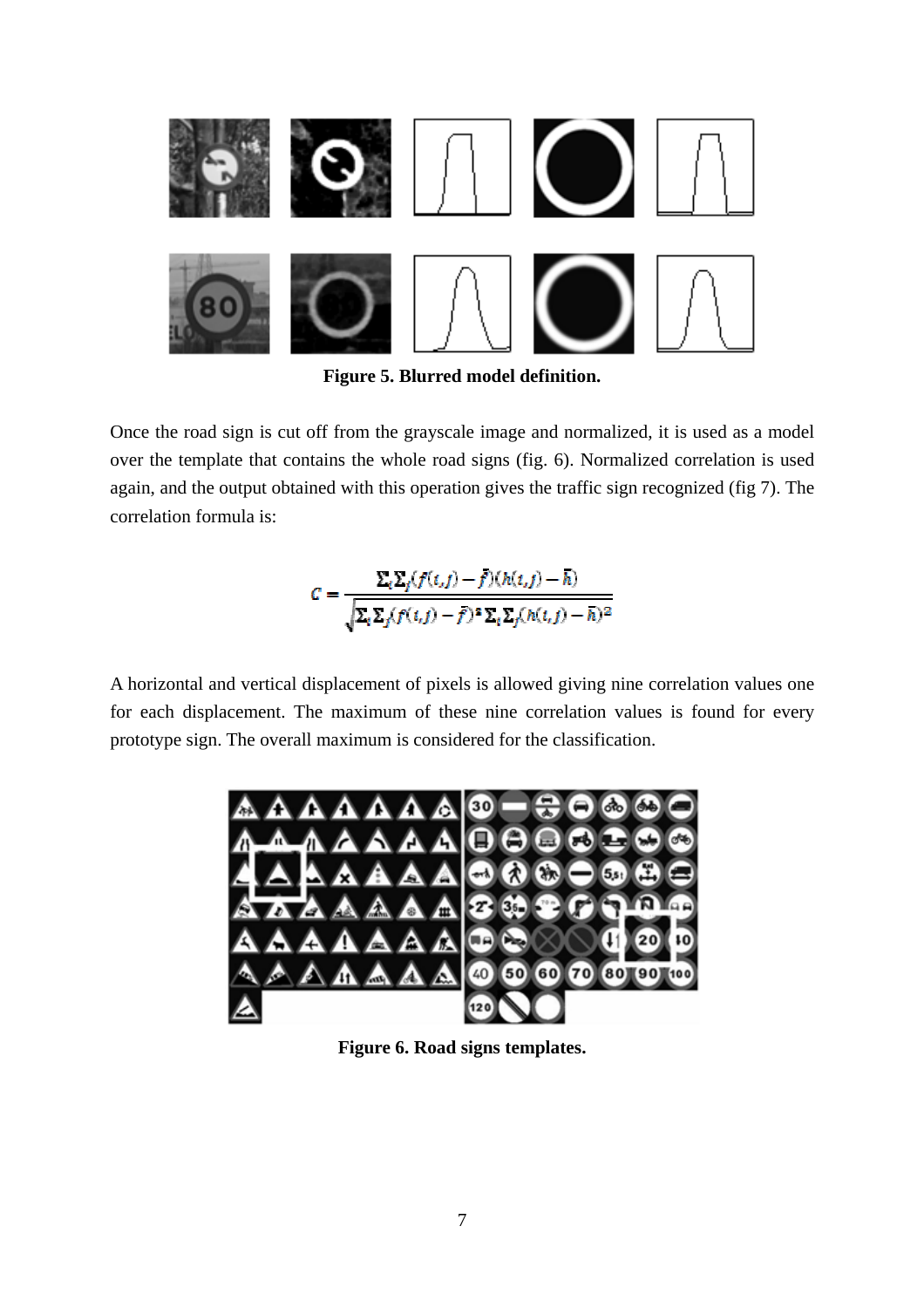**Figure 5. Blurred model definition.**

Once the road sign is cut off from the grayscale image and normalized, it is used as a model over the template that contains the whole road signs (fig. 6). Normalized correlation is used again, and the output obtained with this operation gives the traffic sign recognized (fig 7). The correlation formula is:

$$C = \frac{\sum_i \sum_j (f(i,j) - \bar{f})(h(i,j) - \bar{h})}{\sqrt{\sum_i \sum_j (f(i,j) - \bar{f})^2 \sum_i \sum_j (h(i,j) - \bar{h})^2}}$$

A horizontal and vertical displacement of pixels is allowed giving nine correlation values one for each displacement. The maximum of these nine correlation values is found for every prototype sign. The overall maximum is considered for the classification.

**Figure 6. Road signs templates.**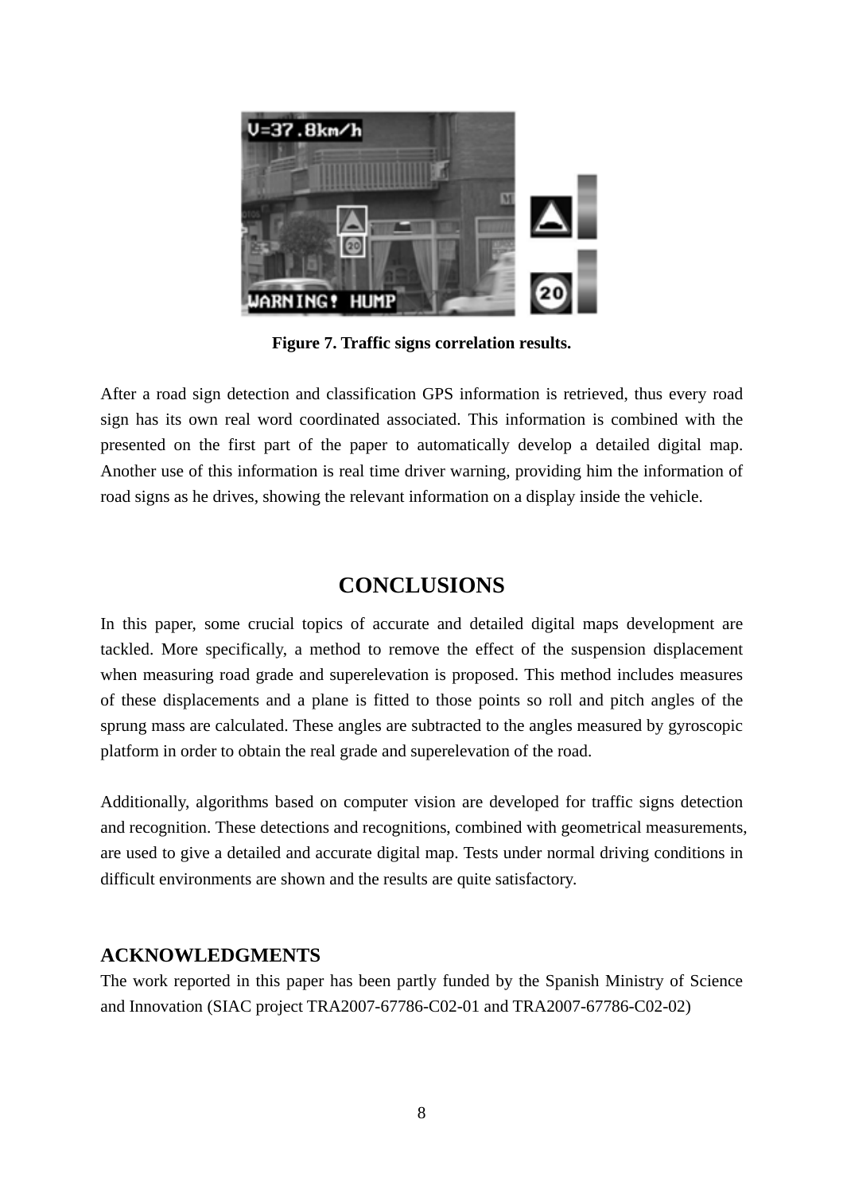**Figure 7. Traffic signs correlation results.**

After a road sign detection and classification GPS information is retrieved, thus every road sign has its own real word coordinated associated. This information is combined with the presented on the first part of the paper to automatically develop a detailed digital map. Another use of this information is real time driver warning, providing him the information of road signs as he drives, showing the relevant information on a display inside the vehicle.

## CONCLUSIONS

In this paper, some crucial topics of accurate and detailed digital maps development are tackled. More specifically, a method to remove the effect of the suspension displacement when measuring road grade and superelevation is proposed. This method includes measures of these displacements and a plane is fitted to those points so roll and pitch angles of the sprung mass are calculated. These angles are subtracted to the angles measured by gyroscopic platform in order to obtain the real grade and superelevation of the road.

Additionally, algorithms based on computer vision are developed for traffic signs detection and recognition. These detections and recognitions, combined with geometrical measurements, are used to give a detailed and accurate digital map. Tests under normal driving conditions in difficult environments are shown and the results are quite satisfactory.

### ACKNOWLEDGMENTS

The work reported in this paper has been partly funded by the Spanish Ministry of Science and Innovation (SIAC project TRA2007-67786-C02-01 and TRA2007-67786-C02-02)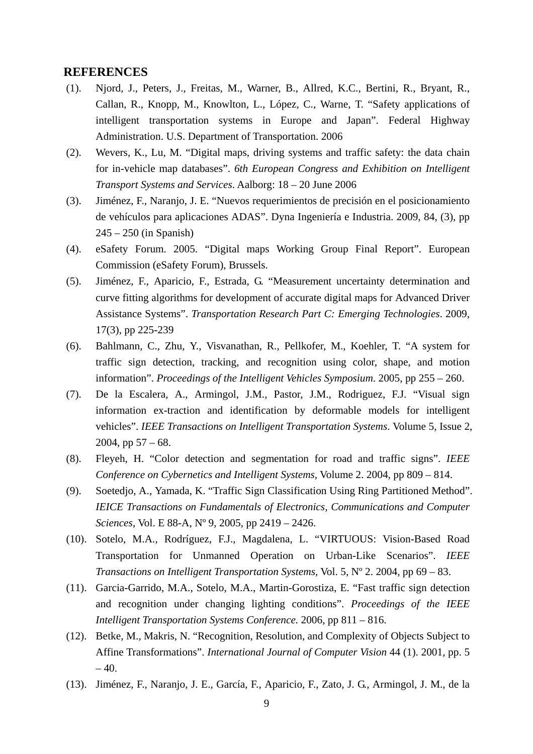## REFERENCES

(1). Njord, J., Peters, J., Freitas, M., Warner, B., Allred, K.C., Bertini, R., Bryant, R., Callan, R., Knopp, M., Knowlton, L., López, C., Warne, T. "Safety applications of intelligent transportation systems in Europe and Japan". Federal Highway Administration. U.S. Department of Transportation. 2006

(2). Wevers, K., Lu, M. "Digital maps, driving systems and traffic safety: the data chain for in-vehicle map databases". *6th European Congress and Exhibition on Intelligent Transport Systems and Services*. Aalborg: 18 – 20 June 2006

(3). Jiménez, F., Naranjo, J. E. "Nuevos requerimientos de precisión en el posicionamiento de vehículos para aplicaciones ADAS". Dyna Ingeniería e Industria. 2009, 84, (3), pp 245 – 250 (in Spanish)

(4). eSafety Forum. 2005. "Digital maps Working Group Final Report". European Commission (eSafety Forum), Brussels.

(5). Jiménez, F., Aparicio, F., Estrada, G. "Measurement uncertainty determination and curve fitting algorithms for development of accurate digital maps for Advanced Driver Assistance Systems". *Transportation Research Part C: Emerging Technologies*. 2009, 17(3), pp 225-239

(6). Bahlmann, C., Zhu, Y., Visvanathan, R., Pellkofer, M., Koehler, T. "A system for traffic sign detection, tracking, and recognition using color, shape, and motion information". *Proceedings of the Intelligent Vehicles Symposium*. 2005, pp 255 – 260.

(7). De la Escalera, A., Armingol, J.M., Pastor, J.M., Rodriguez, F.J. "Visual sign information ex-traction and identification by deformable models for intelligent vehicles". *IEEE Transactions on Intelligent Transportation Systems*. Volume 5, Issue 2, 2004, pp 57 – 68.

(8). Fleyeh, H. "Color detection and segmentation for road and traffic signs". *IEEE Conference on Cybernetics and Intelligent Systems*, Volume 2. 2004, pp 809 – 814.

(9). Soetedjo, A., Yamada, K. "Traffic Sign Classification Using Ring Partitioned Method". *IEICE Transactions on Fundamentals of Electronics, Communications and Computer Sciences*, Vol. E 88-A, Nº 9, 2005, pp 2419 – 2426.

(10). Sotelo, M.A., Rodríguez, F.J., Magdalena, L. "VIRTUOUS: Vision-Based Road Transportation for Unmanned Operation on Urban-Like Scenarios". *IEEE Transactions on Intelligent Transportation Systems*, Vol. 5, Nº 2. 2004, pp 69 – 83.

(11). Garcia-Garrido, M.A., Sotelo, M.A., Martin-Gorostiza, E. "Fast traffic sign detection and recognition under changing lighting conditions". *Proceedings of the IEEE Intelligent Transportation Systems Conference.* 2006, pp 811 – 816.

(12). Betke, M., Makris, N. "Recognition, Resolution, and Complexity of Objects Subject to Affine Transformations". *International Journal of Computer Vision* 44 (1). 2001, pp. 5 – 40.

(13). Jiménez, F., Naranjo, J. E., García, F., Aparicio, F., Zato, J. G., Armingol, J. M., de la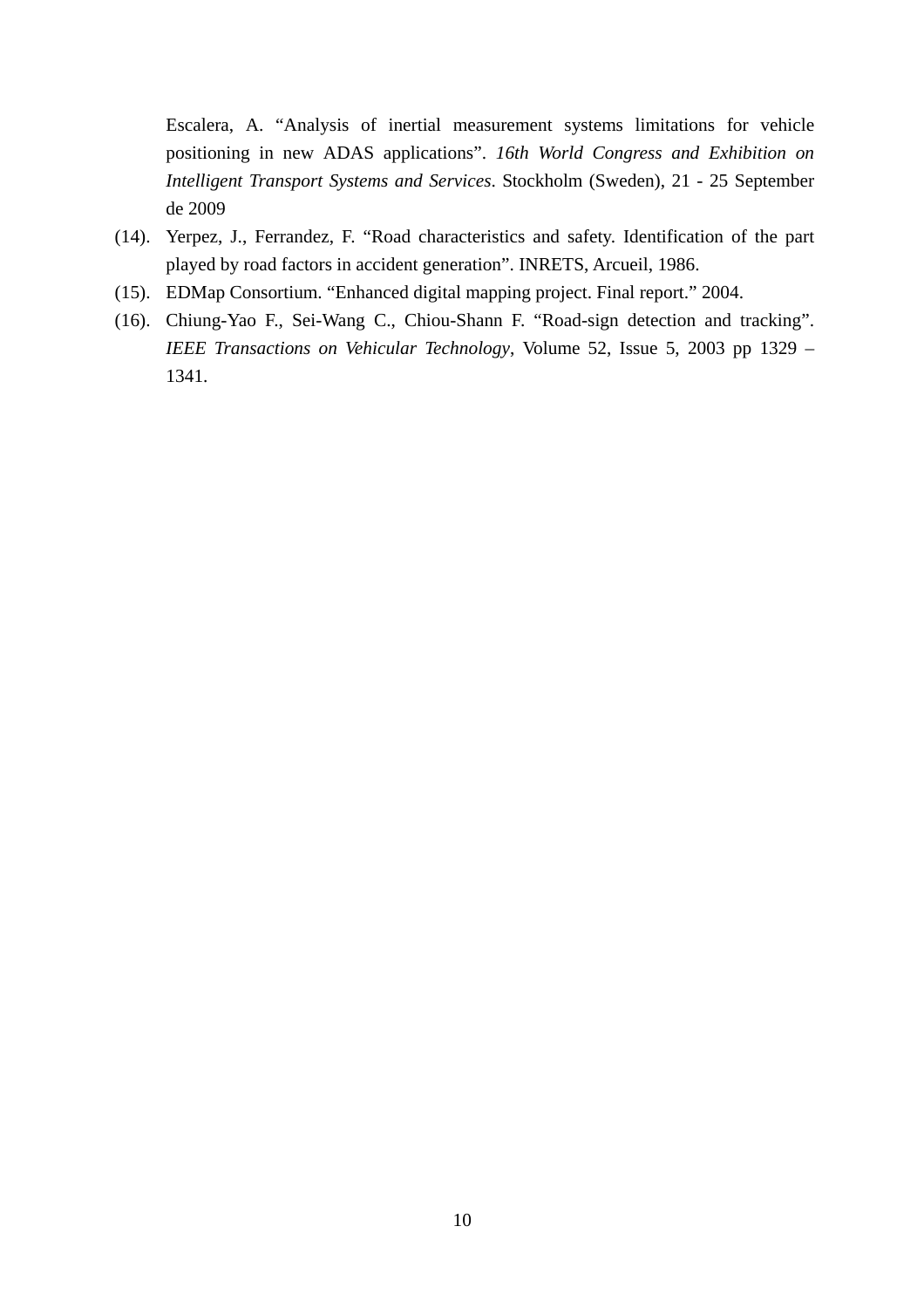Escalera, A. "Analysis of inertial measurement systems limitations for vehicle positioning in new ADAS applications". *16th World Congress and Exhibition on Intelligent Transport Systems and Services*. Stockholm (Sweden), 21 - 25 September de 2009

(14). Yerpez, J., Ferrandez, F. "Road characteristics and safety. Identification of the part played by road factors in accident generation". INRETS, Arcueil, 1986.

(15). EDMap Consortium. "Enhanced digital mapping project. Final report." 2004.

(16). Chiung-Yao F., Sei-Wang C., Chiou-Shann F. "Road-sign detection and tracking". *IEEE Transactions on Vehicular Technology*, Volume 52, Issue 5, 2003 pp 1329 – 1341.